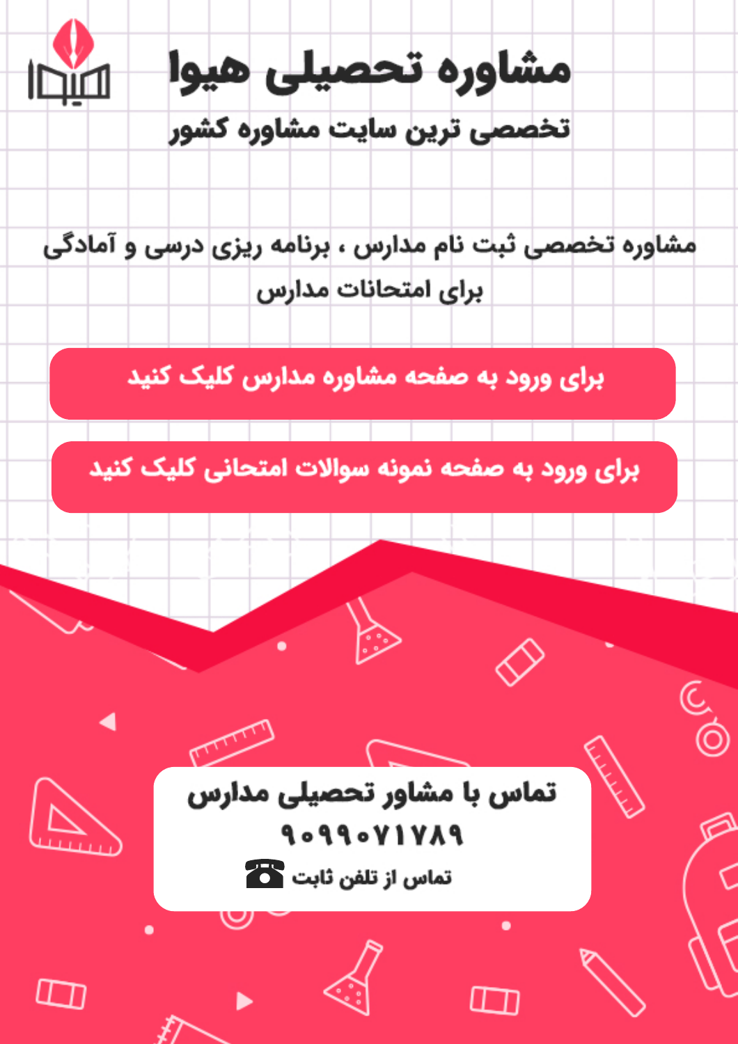# مشاوره تحصیلی هیوا

## تخصصی ترین سایت مشاوره کشور

مشاوره تخصصی ثبت نام مدارس ، برنامه ریزی درسی و آمادگی برای امتحانات مدارس

برای ورود به صفحه مشاوره مدارس کلیک کنید

برای ورود به صفحه نمونه سوالات امتحانی کلیک کنید

**تماس با مشاور تحصیلی مدارس**

**۹۰۹۹۰۷۱۷۸۹**

تماس از تلفن ثابت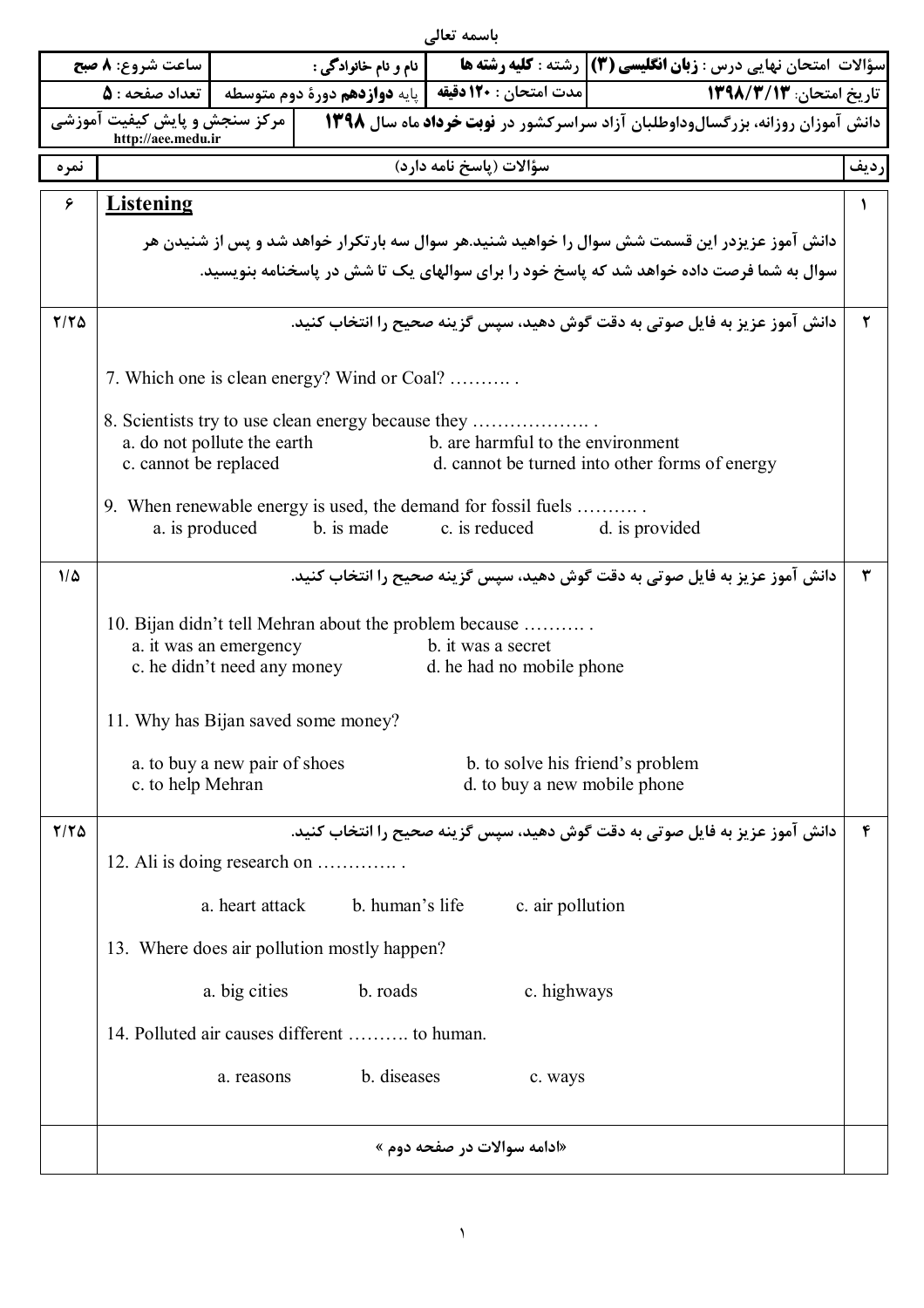باسمه تعالی

| ساعت شروع: **۸ صبح** | | نام و نام خانوادگی : | رشته : **کلیه رشته ها** | سؤالات امتحان نهایی درس : **زبان انگلیسی (۳)** |
|---|---|---|---|---|
| تعداد صفحه : **۵** | | پایه **دوازدهم** دورهٔ دوم متوسطه | مدت امتحان : **۱۲۰ دقیقه** | تاریخ امتحان: **۱۳۹۸/۳/۱۳** |
| مرکز سنجش و پایش کیفیت آموزشی http://aee.medu.ir | | دانش آموزان روزانه، بزرگسال‌وداوطلبان آزاد سراسرکشور در **نوبت خرداد** ماه سال **۱۳۹۸** | | |

| ردیف | سؤالات (پاسخ نامه دارد) | نمره |
|---|---|---|
| ۱ | **Listening**<br>دانش آموز عزیزدر این قسمت شش سوال را خواهید شنید.هر سوال سه بارتکرار خواهد شد و پس از شنیدن هر سوال به شما فرصت داده خواهد شد که پاسخ خود را برای سوالهای یک تا شش در پاسخنامه بنویسید. | ۶ |
| ۲ | دانش آموز عزیز به فایل صوتی به دقت گوش دهید، سپس گزینه صحیح را انتخاب کنید.<br><br>7. Which one is clean energy? Wind or Coal? ………. .<br><br>8. Scientists try to use clean energy because they ………………. .<br>a. do not pollute the earth &nbsp;&nbsp; b. are harmful to the environment<br>c. cannot be replaced &nbsp;&nbsp; d. cannot be turned into other forms of energy<br><br>9. When renewable energy is used, the demand for fossil fuels ………. .<br>a. is produced &nbsp;&nbsp; b. is made &nbsp;&nbsp; c. is reduced &nbsp;&nbsp; d. is provided | ۲/۲۵ |
| ۳ | دانش آموز عزیز به فایل صوتی به دقت گوش دهید، سپس گزینه صحیح را انتخاب کنید.<br><br>10. Bijan didn't tell Mehran about the problem because ………. .<br>a. it was an emergency &nbsp;&nbsp; b. it was a secret<br>c. he didn't need any money &nbsp;&nbsp; d. he had no mobile phone<br><br>11. Why has Bijan saved some money?<br>a. to buy a new pair of shoes &nbsp;&nbsp; b. to solve his friend's problem<br>c. to help Mehran &nbsp;&nbsp; d. to buy a new mobile phone | ۱/۵ |
| ۴ | دانش آموز عزیز به فایل صوتی به دقت گوش دهید، سپس گزینه صحیح را انتخاب کنید.<br>12. Ali is doing research on …………. .<br>a. heart attack &nbsp;&nbsp; b. human's life &nbsp;&nbsp; c. air pollution<br><br>13. Where does air pollution mostly happen?<br>a. big cities &nbsp;&nbsp; b. roads &nbsp;&nbsp; c. highways<br><br>14. Polluted air causes different ………. to human.<br>a. reasons &nbsp;&nbsp; b. diseases &nbsp;&nbsp; c. ways | ۲/۲۵ |
| | «ادامه سوالات در صفحه دوم » | |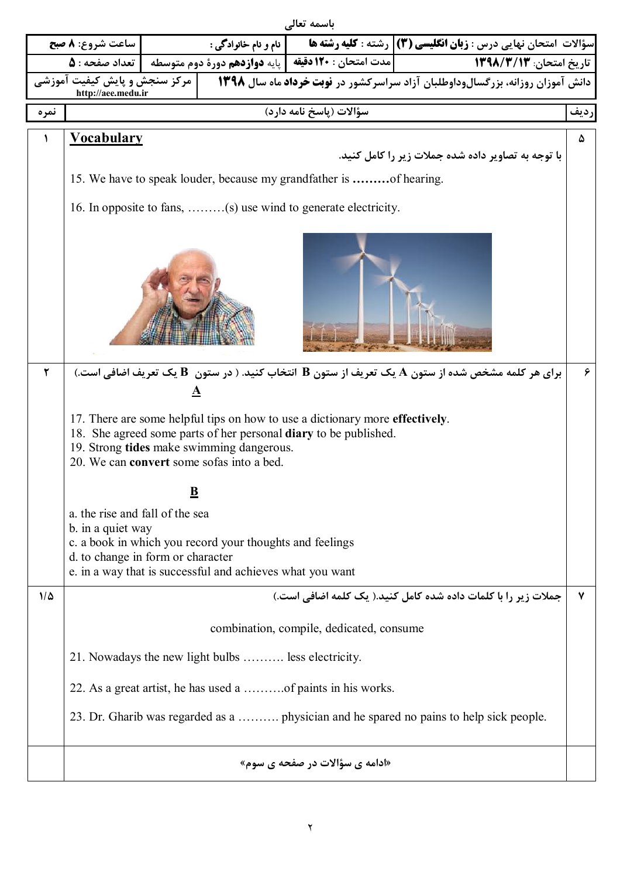باسمه تعالی

| ساعت شروع: ۸ صبح | نام و نام خانوادگی : | رشته : کلیه رشته ها | سؤالات امتحان نهایی درس : زبان انگلیسی (۳) |
|---|---|---|---|
| تعداد صفحه : ۵ | پایه دوازدهم دورهٔ دوم متوسطه | مدت امتحان : ۱۲۰ دقیقه | تاریخ امتحان: ۱۳۹۸/۳/۱۳ |
| مرکز سنجش و پایش کیفیت آموزشی http://aee.medu.ir | | | دانش آموزان روزانه، بزرگسال‌وداوطلبان آزاد سراسرکشور در نوبت خرداد ماه سال ۱۳۹۸ |

| ردیف | سؤالات (پاسخ نامه دارد) | نمره |
|---|---|---|

**ردیف ۵ — نمره ۱**

## Vocabulary

با توجه به تصاویر داده شده جملات زیر را کامل کنید.

15. We have to speak louder, because my grandfather is **………**of hearing.

16. In opposite to fans, ………(s) use wind to generate electricity.

---

**ردیف ۶ — نمره ۲**

برای هر کلمه مشخص شده از ستون A یک تعریف از ستون B انتخاب کنید. ( در ستون B یک تعریف اضافی است.)

**A**

17. There are some helpful tips on how to use a dictionary more **effectively**.
18. She agreed some parts of her personal **diary** to be published.
19. Strong **tides** make swimming dangerous.
20. We can **convert** some sofas into a bed.

**B**

a. the rise and fall of the sea
b. in a quiet way
c. a book in which you record your thoughts and feelings
d. to change in form or character
e. in a way that is successful and achieves what you want

---

**ردیف ۷ — نمره ۱/۵**

جملات زیر را با کلمات داده شده کامل کنید.( یک کلمه اضافی است.)

combination, compile, dedicated, consume

21. Nowadays the new light bulbs ………. less electricity.

22. As a great artist, he has used a ……….of paints in his works.

23. Dr. Gharib was regarded as a ………. physician and he spared no pains to help sick people.

---

«ادامه ی سؤالات در صفحه ی سوم»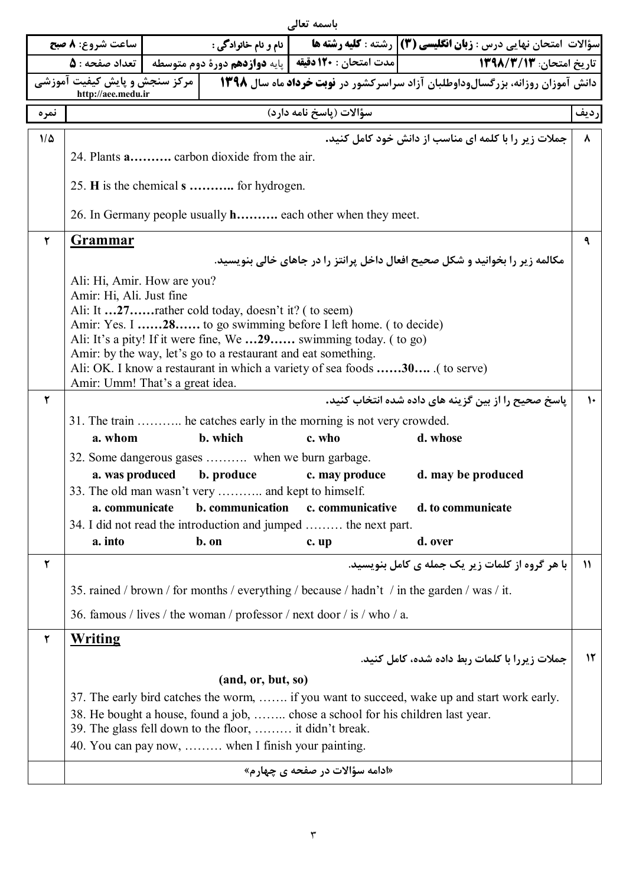باسمه تعالی

| ساعت شروع: **۸ صبح** | | نام و نام خانوادگی : | رشته : **کلیه رشته ها** | سؤالات امتحان نهایی درس : **زبان انگلیسی (۳)** |
|---|---|---|---|---|
| تعداد صفحه : **۵** | | پایه **دوازدهم** دورهٔ دوم متوسطه | مدت امتحان : **۱۲۰ دقیقه** | تاریخ امتحان: **۱۳۹۸/۳/۱۳** |
| مرکز سنجش و پایش کیفیت آموزشی http://aee.medu.ir | | دانش آموزان روزانه، بزرگسال‌وداوطلبان آزاد سراسرکشور در **نوبت خرداد** ماه سال **۱۳۹۸** | | |

| ردیف | سؤالات (پاسخ نامه دارد) | نمره |
|---|---|---|
| ۸ | **جملات زیر را با کلمه ای مناسب از دانش خود کامل کنید.**<br>24. Plants **a……….** carbon dioxide from the air.<br>25. **H** is the chemical **s ………..** for hydrogen.<br>26. In Germany people usually **h……….** each other when they meet. | ۱/۵ |
| ۹ | **Grammar**<br>مکالمه زیر را بخوانید و شکل صحیح افعال داخل پرانتز را در جاهای خالی بنویسید.<br>Ali: Hi, Amir. How are you?<br>Amir: Hi, Ali. Just fine<br>Ali: It **…27……**rather cold today, doesn't it? ( to seem)<br>Amir: Yes. I **……28……** to go swimming before I left home. ( to decide)<br>Ali: It's a pity! If it were fine, We **…29……** swimming today. ( to go)<br>Amir: by the way, let's go to a restaurant and eat something.<br>Ali: OK. I know a restaurant in which a variety of sea foods **……30….** .( to serve)<br>Amir: Umm! That's a great idea. | ۲ |
| ۱۰ | **پاسخ صحیح را از بین گزینه های داده شده انتخاب کنید.**<br>31. The train ……….. he catches early in the morning is not very crowded.<br>**a. whom** **b. which** **c. who** **d. whose**<br>32. Some dangerous gases ………. when we burn garbage.<br>**a. was produced** **b. produce** **c. may produce** **d. may be produced**<br>33. The old man wasn't very ……….. and kept to himself.<br>**a. communicate** **b. communication** **c. communicative** **d. to communicate**<br>34. I did not read the introduction and jumped ……… the next part.<br>**a. into** **b. on** **c. up** **d. over** | ۲ |
| ۱۱ | **با هر گروه از کلمات زیر یک جمله ی کامل بنویسید.**<br>35. rained / brown / for months / everything / because / hadn't / in the garden / was / it.<br>36. famous / lives / the woman / professor / next door / is / who / a. | ۲ |
| ۱۲ | **Writing**<br>**جملات زیررا با کلمات ربط داده شده، کامل کنید.**<br>**(and, or, but, so)**<br>37. The early bird catches the worm, ……. if you want to succeed, wake up and start work early.<br>38. He bought a house, found a job, …….. chose a school for his children last year.<br>39. The glass fell down to the floor, ……… it didn't break.<br>40. You can pay now, ……… when I finish your painting. | ۲ |
| | «ادامه سؤالات در صفحه ی چهارم» | |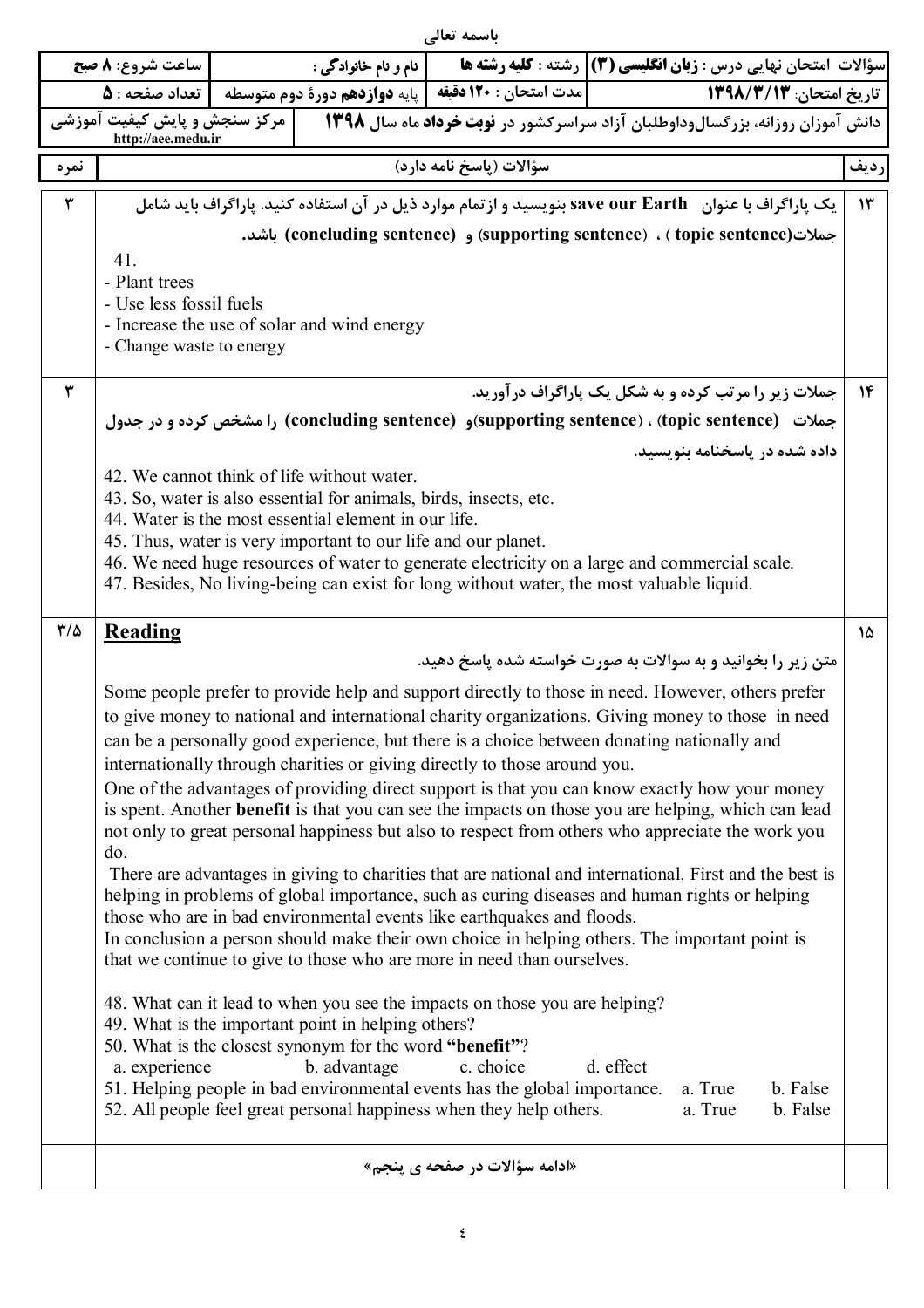باسمه تعالی

| ساعت شروع: ۸ صبح | | نام و نام خانوادگی : | رشته : کلیه رشته ها | سؤالات امتحان نهایی درس : زبان انگلیسی (۳) |
|---|---|---|---|---|
| تعداد صفحه : ۵ | | پایه دوازدهم دورهٔ دوم متوسطه | مدت امتحان : ۱۲۰ دقیقه | تاریخ امتحان: ۱۳۹۸/۳/۱۳ |
| مرکز سنجش و پایش کیفیت آموزشی http://aee.medu.ir | | دانش آموزان روزانه، بزرگسال‌وداوطلبان آزاد سراسرکشور در نوبت خرداد ماه سال ۱۳۹۸ | | |

| ردیف | سؤالات (پاسخ نامه دارد) | نمره |
|---|---|---|
| ۱۳ | یک پاراگراف با عنوان save our Earth بنویسید و ازتمام موارد ذیل در آن استفاده کنید. پاراگراف باید شامل جملات(topic sentence) ، (supporting sentence) و (concluding sentence) باشد.<br>41.<br>- Plant trees<br>- Use less fossil fuels<br>- Increase the use of solar and wind energy<br>- Change waste to energy | ۳ |
| ۱۴ | جملات زیر را مرتب کرده و به شکل یک پاراگراف درآورید.<br>جملات (topic sentence) ، (supporting sentence)و (concluding sentence) را مشخص کرده و در جدول داده شده در پاسخنامه بنویسید.<br>42. We cannot think of life without water.<br>43. So, water is also essential for animals, birds, insects, etc.<br>44. Water is the most essential element in our life.<br>45. Thus, water is very important to our life and our planet.<br>46. We need huge resources of water to generate electricity on a large and commercial scale.<br>47. Besides, No living-being can exist for long without water, the most valuable liquid. | ۳ |
| ۱۵ | **Reading**<br>متن زیر را بخوانید و به سوالات به صورت خواسته شده پاسخ دهید.<br>Some people prefer to provide help and support directly to those in need. However, others prefer to give money to national and international charity organizations. Giving money to those in need can be a personally good experience, but there is a choice between donating nationally and internationally through charities or giving directly to those around you.<br>One of the advantages of providing direct support is that you can know exactly how your money is spent. Another **benefit** is that you can see the impacts on those you are helping, which can lead not only to great personal happiness but also to respect from others who appreciate the work you do.<br>There are advantages in giving to charities that are national and international. First and the best is helping in problems of global importance, such as curing diseases and human rights or helping those who are in bad environmental events like earthquakes and floods.<br>In conclusion a person should make their own choice in helping others. The important point is that we continue to give to those who are more in need than ourselves.<br><br>48. What can it lead to when you see the impacts on those you are helping?<br>49. What is the important point in helping others?<br>50. What is the closest synonym for the word **"benefit"**?<br>a. experience b. advantage c. choice d. effect<br>51. Helping people in bad environmental events has the global importance. a. True b. False<br>52. All people feel great personal happiness when they help others. a. True b. False | ۳/۵ |
| | «ادامه سؤالات در صفحه ی پنجم» | |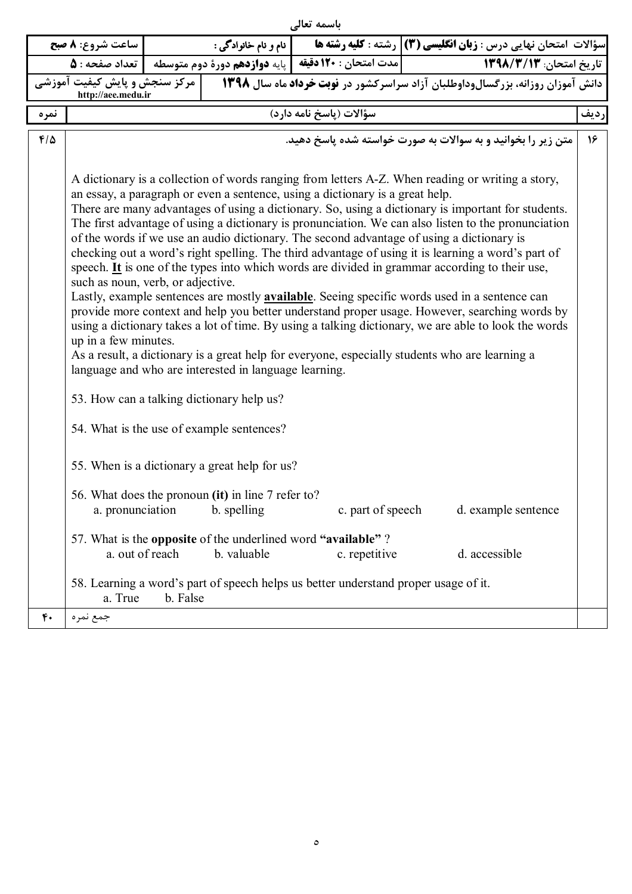باسمه تعالی

| ساعت شروع: **۸ صبح** | | نام و نام خانوادگی : | رشته : **کلیه رشته ها** | سؤالات امتحان نهایی درس : **زبان انگلیسی (۳)** |
|---|---|---|---|---|
| تعداد صفحه : **۵** | پایه **دوازدهم** دورهٔ دوم متوسطه | | مدت امتحان : **۱۲۰ دقیقه** | تاریخ امتحان: **۱۳۹۸/۳/۱۳** |
| مرکز سنجش و پایش کیفیت آموزشی http://aee.medu.ir | | دانش آموزان روزانه، بزرگسال‌وداوطلبان آزاد سراسرکشور در **نوبت خرداد** ماه سال **۱۳۹۸** | | |

| ردیف | سؤالات (پاسخ نامه دارد) | نمره |
|---|---|---|
| ۱۶ | متن زیر را بخوانید و به سوالات به صورت خواسته شده پاسخ دهید. | ۴/۵ |

A dictionary is a collection of words ranging from letters A-Z. When reading or writing a story, an essay, a paragraph or even a sentence, using a dictionary is a great help.

There are many advantages of using a dictionary. So, using a dictionary is important for students. The first advantage of using a dictionary is pronunciation. We can also listen to the pronunciation of the words if we use an audio dictionary. The second advantage of using a dictionary is checking out a word's right spelling. The third advantage of using it is learning a word's part of speech. **It** is one of the types into which words are divided in grammar according to their use, such as noun, verb, or adjective.

Lastly, example sentences are mostly **available**. Seeing specific words used in a sentence can provide more context and help you better understand proper usage. However, searching words by using a dictionary takes a lot of time. By using a talking dictionary, we are able to look the words up in a few minutes.

As a result, a dictionary is a great help for everyone, especially students who are learning a language and who are interested in language learning.

53. How can a talking dictionary help us?

54. What is the use of example sentences?

55. When is a dictionary a great help for us?

56. What does the pronoun **(it)** in line 7 refer to?
a. pronunciation b. spelling c. part of speech d. example sentence

57. What is the **opposite** of the underlined word **"available"** ?
a. out of reach b. valuable c. repetitive d. accessible

58. Learning a word's part of speech helps us better understand proper usage of it.
a. True b. False

| جمع نمره | ۴۰ |
|---|---|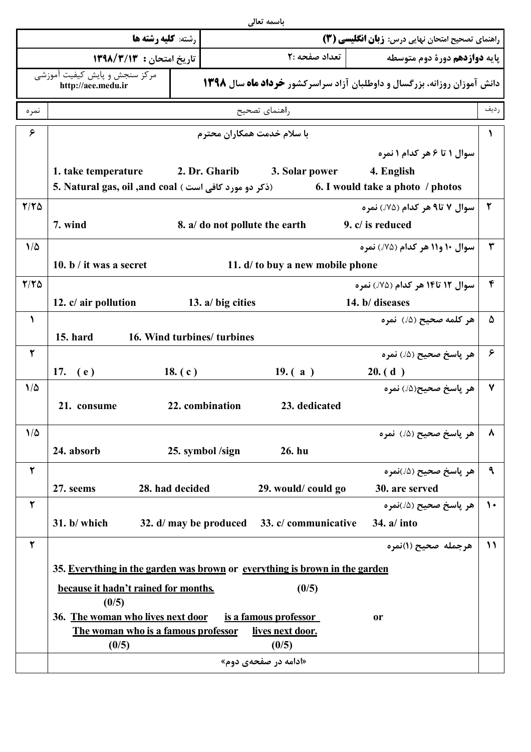باسمه تعالی

| رشته: **کلیه رشته ها** | | راهنمای تصحیح امتحان نهایی درس: **زبان انگلیسی (۳)** |
|---|---|---|
| تاریخ امتحان: **۱۳۹۸/۳/۱۳** | تعداد صفحه :۲ | پایه **دوازدهم** دورهٔ دوم متوسطه |
| مرکز سنجش و پایش کیفیت آموزشی http://aee.medu.ir | | دانش آموزان روزانه، بزرگسال و داوطلبان آزاد سراسرکشور **خرداد ماه** سال **۱۳۹۸** |

| ردیف | راهنمای تصحیح | نمره |
|---|---|---|
| ۱ | **با سلام خدمت همکاران محترم**<br>سوال ۱ تا ۶ هر کدام ۱ نمره<br>1. take temperature &nbsp;&nbsp; 2. Dr. Gharib &nbsp;&nbsp; 3. Solar power &nbsp;&nbsp; 4. English<br>5. Natural gas, oil ,and coal (ذکر دو مورد کافی است) &nbsp;&nbsp; 6. I would take a photo / photos | ۶ |
| ۲ | سوال ۷ تا۹ هر کدام (۷۵/.) نمره<br>7. wind &nbsp;&nbsp; 8. a/ do not pollute the earth &nbsp;&nbsp; 9. c/ is reduced | ۲/۲۵ |
| ۳ | سوال ۱۰ و۱۱ هر کدام (۷۵/.) نمره<br>10. b / it was a secret &nbsp;&nbsp; 11. d/ to buy a new mobile phone | ۱/۵ |
| ۴ | سوال ۱۲ تا۱۴ هر کدام (۷۵/.) نمره<br>12. c/ air pollution &nbsp;&nbsp; 13. a/ big cities &nbsp;&nbsp; 14. b/ diseases | ۲/۲۵ |
| ۵ | هر کلمه صحیح (۵/.) نمره<br>15. hard &nbsp;&nbsp; 16. Wind turbines/ turbines | ۱ |
| ۶ | هر پاسخ صحیح (۵/.) نمره<br>17. ( e ) &nbsp;&nbsp; 18. ( c ) &nbsp;&nbsp; 19. ( a ) &nbsp;&nbsp; 20. ( d ) | ۲ |
| ۷ | هر پاسخ صحیح(۵/.) نمره<br>21. consume &nbsp;&nbsp; 22. combination &nbsp;&nbsp; 23. dedicated | ۱/۵ |
| ۸ | هر پاسخ صحیح (۵/.) نمره<br>24. absorb &nbsp;&nbsp; 25. symbol /sign &nbsp;&nbsp; 26. hu | ۱/۵ |
| ۹ | هر پاسخ صحیح (۵/.)نمره<br>27. seems &nbsp;&nbsp; 28. had decided &nbsp;&nbsp; 29. would/ could go &nbsp;&nbsp; 30. are served | ۲ |
| ۱۰ | هر پاسخ صحیح (۵/.)نمره<br>31. b/ which &nbsp;&nbsp; 32. d/ may be produced &nbsp;&nbsp; 33. c/ communicative &nbsp;&nbsp; 34. a/ into | ۲ |
| ۱۱ | هرجمله صحیح (۱)نمره<br>35. Everything in the garden was brown or everything is brown in the garden (0/5)<br>because it hadn't rained for months. (0/5)<br>36. The woman who lives next door is a famous professor or<br>The woman who is a famous professor lives next door.<br>(0/5) (0/5) | ۲ |
| | «ادامه در صفحه‌ی دوم» | |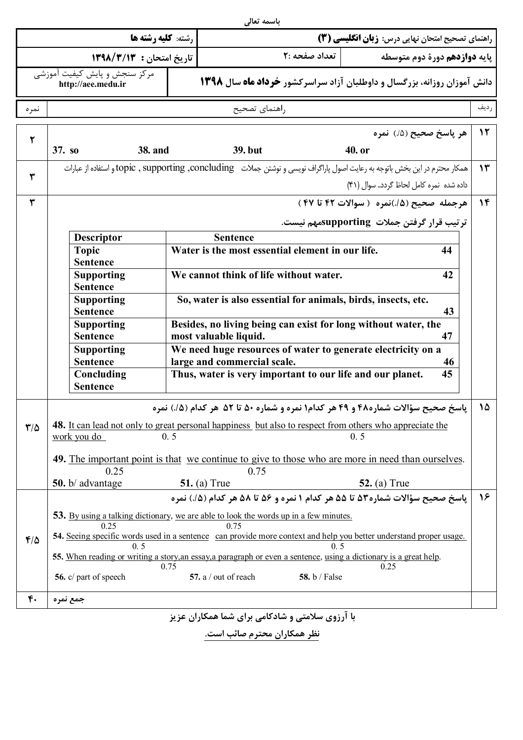باسمه تعالی

| | | | |
|---|---|---|---|
| راهنمای تصحیح امتحان نهایی درس: **زبان انگلیسی (۳)** | | رشته: **کلیه رشته ها** | |
| پایه **دوازدهم** دورهٔ دوم متوسطه | تعداد صفحه :۲ | تاریخ امتحان : **۱۳۹۸/۳/۱۳** | |
| دانش آموزان روزانه، بزرگسال و داوطلبان آزاد سراسرکشور **خرداد ماه** سال **۱۳۹۸** | | مرکز سنجش و پایش کیفیت آموزشی http://aee.medu.ir | |

| ردیف | راهنمای تصحیح | نمره |
|---|---|---|
| ۱۲ | **هر پاسخ صحیح (۰/۵) نمره**<br>**37. so** **38. and** **39. but** **40. or** | ۲ |
| ۱۳ | همکار محترم در این بخش باتوجه به رعایت اصول پاراگراف نویسی و نوشتن جملات topic , supporting ,concluding و استفاده از عبارات داده شده نمره کامل لحاظ گردد.. سوال (۴۱) | ۳ |
| ۱۴ | **هرجمله صحیح (۰/۵)نمره ( سوالات ۴۲ تا ۴۷ )**<br>**ترتیب قرار گرفتن جملات supportingمهم نیست.** | ۳ |

| Descriptor | Sentence | |
|---|---|---|
| **Topic Sentence** | **Water is the most essential element in our life.** | **44** |
| **Supporting Sentence** | **We cannot think of life without water.** | **42** |
| **Supporting Sentence** | **So, water is also essential for animals, birds, insects, etc.** | **43** |
| **Supporting Sentence** | **Besides, no living being can exist for long without water, the most valuable liquid.** | **47** |
| **Supporting Sentence** | **We need huge resources of water to generate electricity on a large and commercial scale.** | **46** |
| **Concluding Sentence** | **Thus, water is very important to our life and our planet.** | **45** |

| ردیف | راهنمای تصحیح | نمره |
|---|---|---|
| ۱۵ | **پاسخ صحیح سؤالات شماره۴۸ و ۴۹ هر کدام۱ نمره و شماره ۵۰ تا ۵۲ هر کدام (۰/۵) نمره**<br>**48.** It can lead not only to great personal happiness (0. 5) but also to respect from others who appreciate the work you do (0. 5)<br>**49.** The important point is that (0.25) we continue to give to those who are more in need than ourselves. (0.75)<br>**50.** b/ advantage **51.** (a) True **52.** (a) True | ۳/۵ |
| ۱۶ | **پاسخ صحیح سؤالات شماره۵۳ تا ۵۵ هر کدام ۱ نمره و ۵۶ تا ۵۸ هر کدام (۰/۵) نمره**<br>**53.** By using a talking dictionary, (0.25) we are able to look the words up in a few minutes. (0.75)<br>**54.** Seeing specific words used in a sentence (0. 5) can provide more context and help you better understand proper usage. (0. 5)<br>**55.** When reading or writing a story,an essay,a paragraph or even a sentence, (0.75) using a dictionary is a great help. (0.25)<br>**56.** c/ part of speech **57.** a / out of reach **58.** b / False | ۴/۵ |
| | **جمع نمره** | ۴۰ |

**با آرزوی سلامتی و شادکامی برای شما همکاران عزیز**

**نظر همکاران محترم صائب است.**